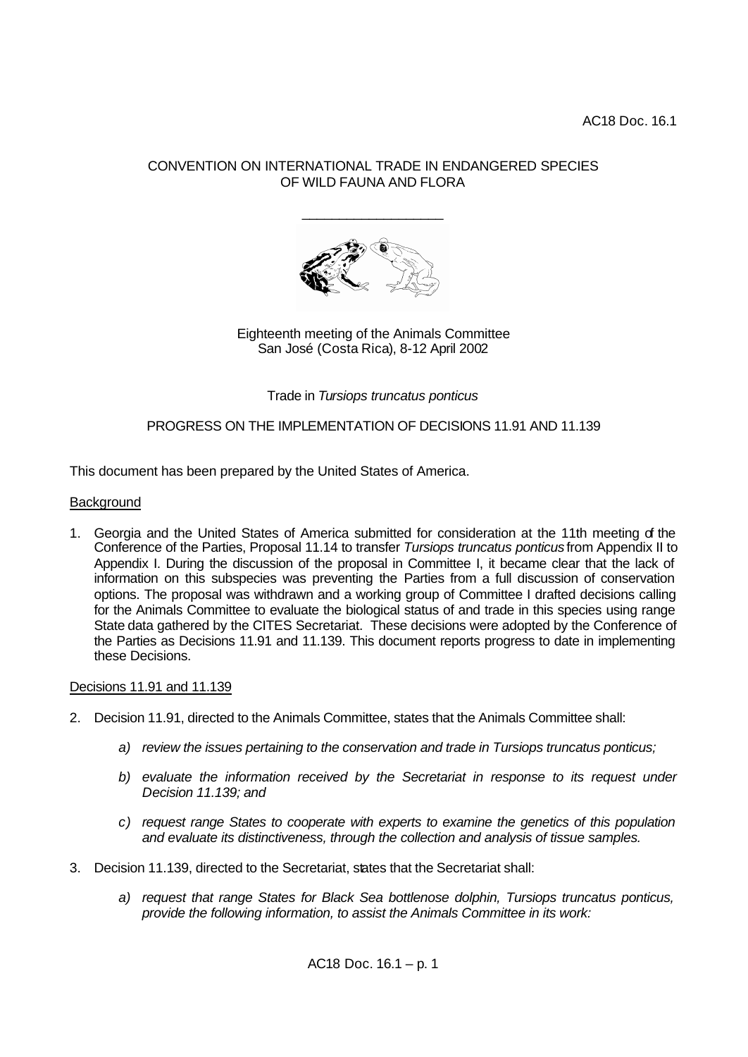AC18 Doc. 16.1

CONVENTION ON INTERNATIONAL TRADE IN ENDANGERED SPECIES OF WILD FAUNA AND FLORA

\_\_\_\_\_\_\_\_\_\_\_\_\_\_\_\_\_\_\_\_

Eighteenth meeting of the Animals Committee
San José (Costa Rica), 8-12 April 2002

Trade in *Tursiops truncatus ponticus*

PROGRESS ON THE IMPLEMENTATION OF DECISIONS 11.91 AND 11.139

This document has been prepared by the United States of America.

## Background

1. Georgia and the United States of America submitted for consideration at the 11th meeting of the Conference of the Parties, Proposal 11.14 to transfer *Tursiops truncatus ponticus* from Appendix II to Appendix I. During the discussion of the proposal in Committee I, it became clear that the lack of information on this subspecies was preventing the Parties from a full discussion of conservation options. The proposal was withdrawn and a working group of Committee I drafted decisions calling for the Animals Committee to evaluate the biological status of and trade in this species using range State data gathered by the CITES Secretariat. These decisions were adopted by the Conference of the Parties as Decisions 11.91 and 11.139. This document reports progress to date in implementing these Decisions.

## Decisions 11.91 and 11.139

2. Decision 11.91, directed to the Animals Committee, states that the Animals Committee shall:

   a) *review the issues pertaining to the conservation and trade in Tursiops truncatus ponticus;*

   b) *evaluate the information received by the Secretariat in response to its request under Decision 11.139; and*

   c) *request range States to cooperate with experts to examine the genetics of this population and evaluate its distinctiveness, through the collection and analysis of tissue samples.*

3. Decision 11.139, directed to the Secretariat, states that the Secretariat shall:

   a) *request that range States for Black Sea bottlenose dolphin, Tursiops truncatus ponticus, provide the following information, to assist the Animals Committee in its work:*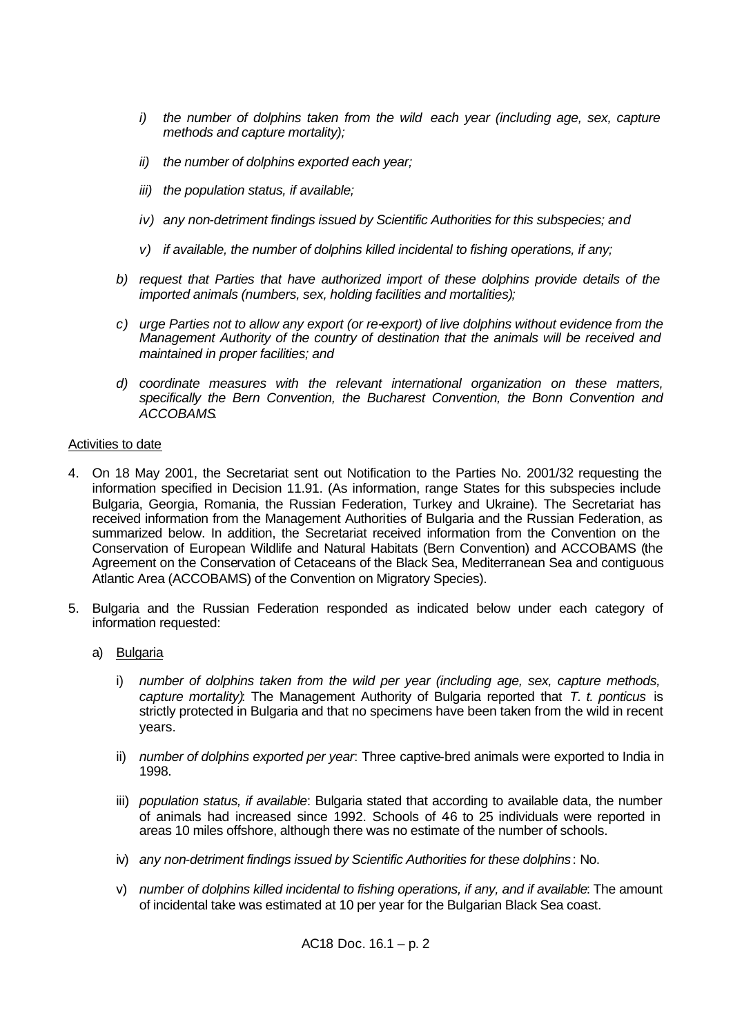i) *the number of dolphins taken from the wild each year (including age, sex, capture methods and capture mortality);*

ii) *the number of dolphins exported each year;*

iii) *the population status, if available;*

iv) *any non-detriment findings issued by Scientific Authorities for this subspecies; and*

v) *if available, the number of dolphins killed incidental to fishing operations, if any;*

b) *request that Parties that have authorized import of these dolphins provide details of the imported animals (numbers, sex, holding facilities and mortalities);*

c) *urge Parties not to allow any export (or re-export) of live dolphins without evidence from the Management Authority of the country of destination that the animals will be received and maintained in proper facilities; and*

d) *coordinate measures with the relevant international organization on these matters, specifically the Bern Convention, the Bucharest Convention, the Bonn Convention and ACCOBAMS.*

Activities to date

4. On 18 May 2001, the Secretariat sent out Notification to the Parties No. 2001/32 requesting the information specified in Decision 11.91. (As information, range States for this subspecies include Bulgaria, Georgia, Romania, the Russian Federation, Turkey and Ukraine). The Secretariat has received information from the Management Authorities of Bulgaria and the Russian Federation, as summarized below. In addition, the Secretariat received information from the Convention on the Conservation of European Wildlife and Natural Habitats (Bern Convention) and ACCOBAMS (the Agreement on the Conservation of Cetaceans of the Black Sea, Mediterranean Sea and contiguous Atlantic Area (ACCOBAMS) of the Convention on Migratory Species).

5. Bulgaria and the Russian Federation responded as indicated below under each category of information requested:

   a) Bulgaria

   i) *number of dolphins taken from the wild per year (including age, sex, capture methods, capture mortality)*: The Management Authority of Bulgaria reported that *T. t. ponticus* is strictly protected in Bulgaria and that no specimens have been taken from the wild in recent years.

   ii) *number of dolphins exported per year*: Three captive-bred animals were exported to India in 1998.

   iii) *population status, if available*: Bulgaria stated that according to available data, the number of animals had increased since 1992. Schools of 46 to 25 individuals were reported in areas 10 miles offshore, although there was no estimate of the number of schools.

   iv) *any non-detriment findings issued by Scientific Authorities for these dolphins*: No.

   v) *number of dolphins killed incidental to fishing operations, if any, and if available*: The amount of incidental take was estimated at 10 per year for the Bulgarian Black Sea coast.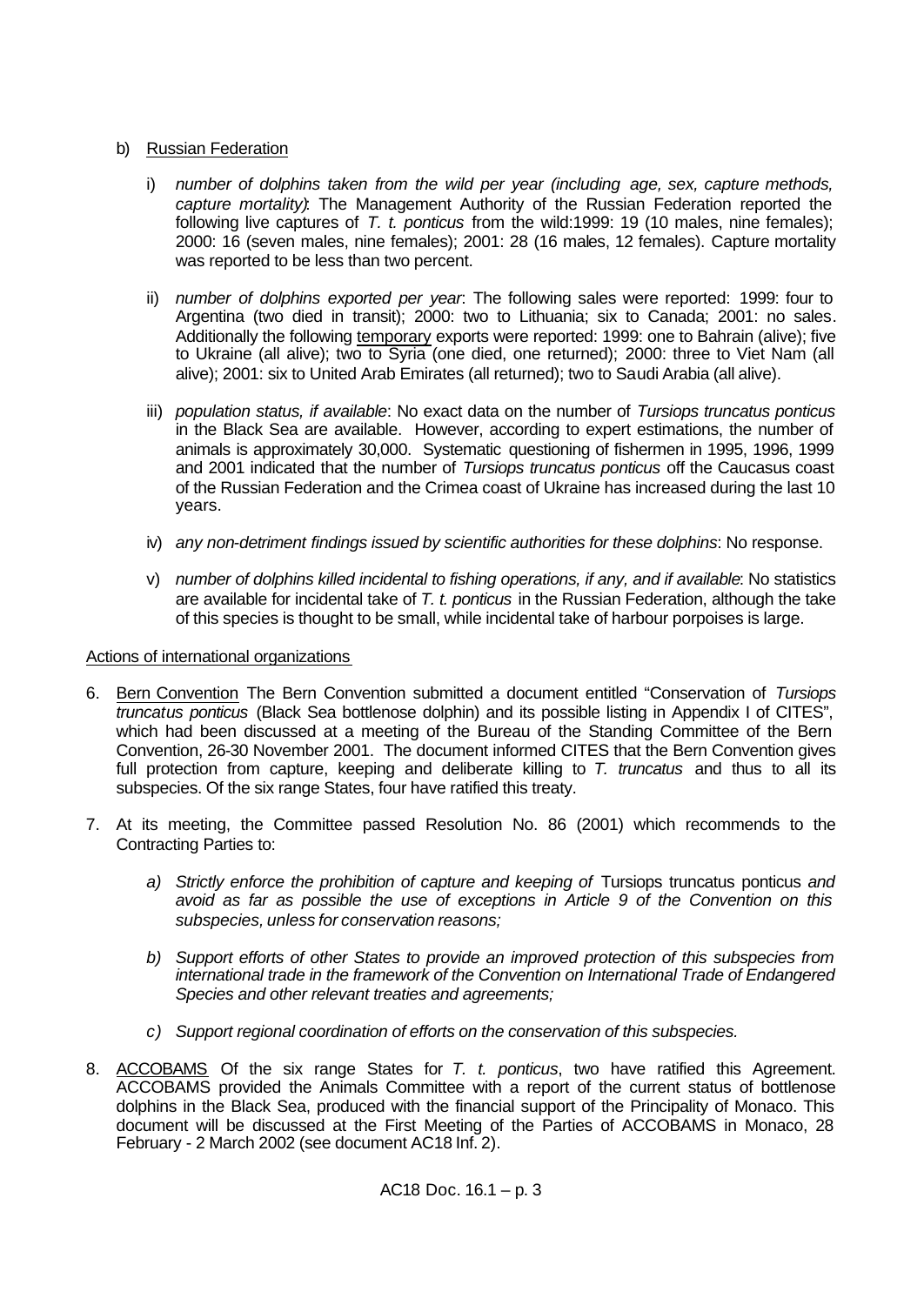b) Russian Federation

   i) *number of dolphins taken from the wild per year (including age, sex, capture methods, capture mortality)*: The Management Authority of the Russian Federation reported the following live captures of *T. t. ponticus* from the wild:1999: 19 (10 males, nine females); 2000: 16 (seven males, nine females); 2001: 28 (16 males, 12 females). Capture mortality was reported to be less than two percent.

   ii) *number of dolphins exported per year*: The following sales were reported: 1999: four to Argentina (two died in transit); 2000: two to Lithuania; six to Canada; 2001: no sales. Additionally the following temporary exports were reported: 1999: one to Bahrain (alive); five to Ukraine (all alive); two to Syria (one died, one returned); 2000: three to Viet Nam (all alive); 2001: six to United Arab Emirates (all returned); two to Saudi Arabia (all alive).

   iii) *population status, if available*: No exact data on the number of *Tursiops truncatus ponticus* in the Black Sea are available. However, according to expert estimations, the number of animals is approximately 30,000. Systematic questioning of fishermen in 1995, 1996, 1999 and 2001 indicated that the number of *Tursiops truncatus ponticus* off the Caucasus coast of the Russian Federation and the Crimea coast of Ukraine has increased during the last 10 years.

   iv) *any non-detriment findings issued by scientific authorities for these dolphins*: No response.

   v) *number of dolphins killed incidental to fishing operations, if any, and if available*: No statistics are available for incidental take of *T. t. ponticus* in the Russian Federation, although the take of this species is thought to be small, while incidental take of harbour porpoises is large.

Actions of international organizations

6. Bern Convention The Bern Convention submitted a document entitled "Conservation of *Tursiops truncatus ponticus* (Black Sea bottlenose dolphin) and its possible listing in Appendix I of CITES", which had been discussed at a meeting of the Bureau of the Standing Committee of the Bern Convention, 26-30 November 2001. The document informed CITES that the Bern Convention gives full protection from capture, keeping and deliberate killing to *T. truncatus* and thus to all its subspecies. Of the six range States, four have ratified this treaty.

7. At its meeting, the Committee passed Resolution No. 86 (2001) which recommends to the Contracting Parties to:

   a) *Strictly enforce the prohibition of capture and keeping of* Tursiops truncatus ponticus *and avoid as far as possible the use of exceptions in Article 9 of the Convention on this subspecies, unless for conservation reasons;*

   b) *Support efforts of other States to provide an improved protection of this subspecies from international trade in the framework of the Convention on International Trade of Endangered Species and other relevant treaties and agreements;*

   c) *Support regional coordination of efforts on the conservation of this subspecies.*

8. ACCOBAMS Of the six range States for *T. t. ponticus*, two have ratified this Agreement. ACCOBAMS provided the Animals Committee with a report of the current status of bottlenose dolphins in the Black Sea, produced with the financial support of the Principality of Monaco. This document will be discussed at the First Meeting of the Parties of ACCOBAMS in Monaco, 28 February - 2 March 2002 (see document AC18 Inf. 2).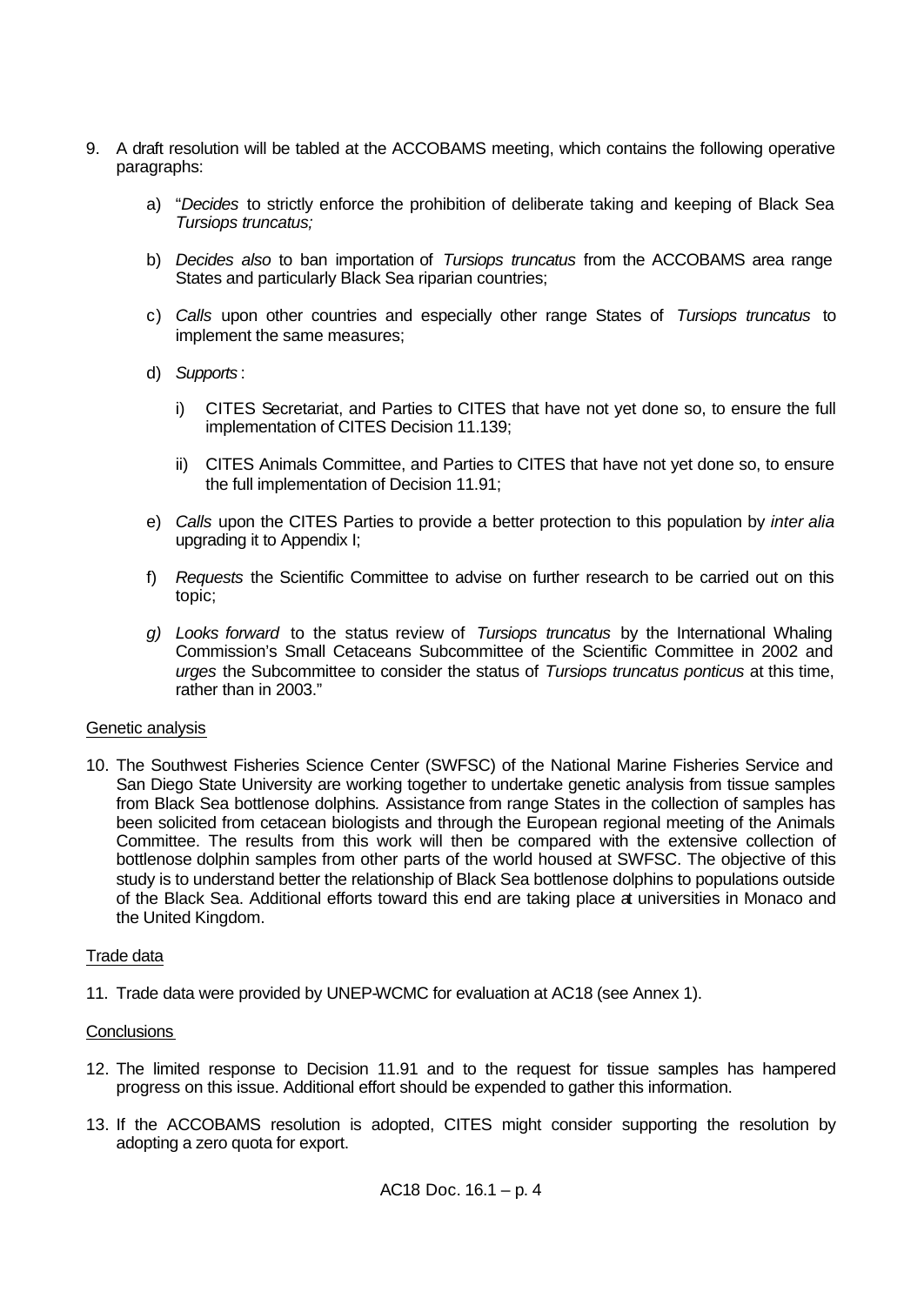9. A draft resolution will be tabled at the ACCOBAMS meeting, which contains the following operative paragraphs:

   a) "*Decides* to strictly enforce the prohibition of deliberate taking and keeping of Black Sea *Tursiops truncatus;*

   b) *Decides also* to ban importation of *Tursiops truncatus* from the ACCOBAMS area range States and particularly Black Sea riparian countries;

   c) *Calls* upon other countries and especially other range States of *Tursiops truncatus* to implement the same measures;

   d) *Supports* :

      i) CITES Secretariat, and Parties to CITES that have not yet done so, to ensure the full implementation of CITES Decision 11.139;

      ii) CITES Animals Committee, and Parties to CITES that have not yet done so, to ensure the full implementation of Decision 11.91;

   e) *Calls* upon the CITES Parties to provide a better protection to this population by *inter alia* upgrading it to Appendix I;

   f) *Requests* the Scientific Committee to advise on further research to be carried out on this topic;

   g) *Looks forward* to the status review of *Tursiops truncatus* by the International Whaling Commission's Small Cetaceans Subcommittee of the Scientific Committee in 2002 and *urges* the Subcommittee to consider the status of *Tursiops truncatus ponticus* at this time, rather than in 2003."

Genetic analysis

10. The Southwest Fisheries Science Center (SWFSC) of the National Marine Fisheries Service and San Diego State University are working together to undertake genetic analysis from tissue samples from Black Sea bottlenose dolphins. Assistance from range States in the collection of samples has been solicited from cetacean biologists and through the European regional meeting of the Animals Committee. The results from this work will then be compared with the extensive collection of bottlenose dolphin samples from other parts of the world housed at SWFSC. The objective of this study is to understand better the relationship of Black Sea bottlenose dolphins to populations outside of the Black Sea. Additional efforts toward this end are taking place at universities in Monaco and the United Kingdom.

Trade data

11. Trade data were provided by UNEP-WCMC for evaluation at AC18 (see Annex 1).

Conclusions

12. The limited response to Decision 11.91 and to the request for tissue samples has hampered progress on this issue. Additional effort should be expended to gather this information.

13. If the ACCOBAMS resolution is adopted, CITES might consider supporting the resolution by adopting a zero quota for export.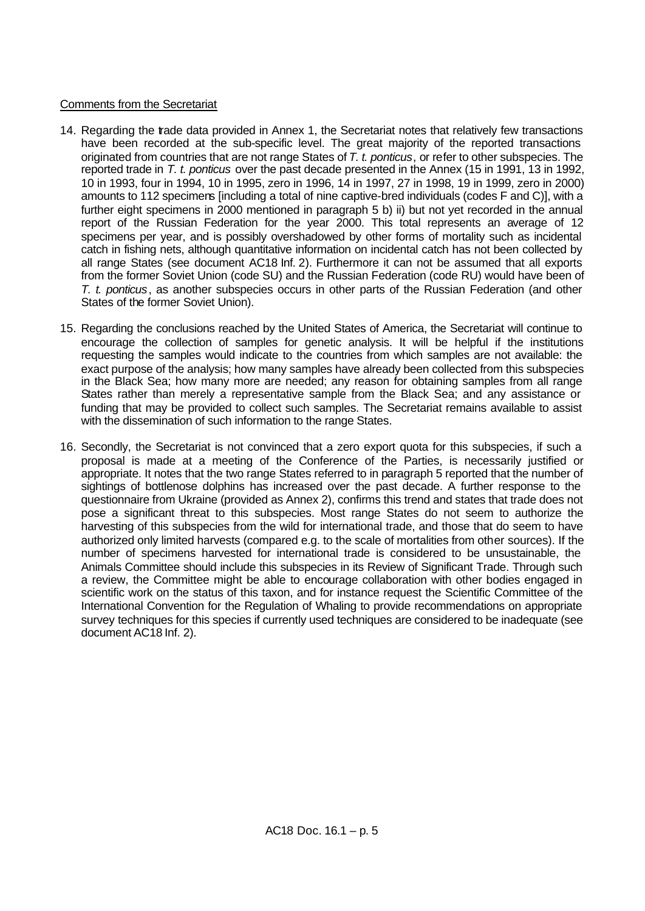Comments from the Secretariat

14. Regarding the trade data provided in Annex 1, the Secretariat notes that relatively few transactions have been recorded at the sub-specific level. The great majority of the reported transactions originated from countries that are not range States of *T. t. ponticus*, or refer to other subspecies. The reported trade in *T. t. ponticus* over the past decade presented in the Annex (15 in 1991, 13 in 1992, 10 in 1993, four in 1994, 10 in 1995, zero in 1996, 14 in 1997, 27 in 1998, 19 in 1999, zero in 2000) amounts to 112 specimens [including a total of nine captive-bred individuals (codes F and C)], with a further eight specimens in 2000 mentioned in paragraph 5 b) ii) but not yet recorded in the annual report of the Russian Federation for the year 2000. This total represents an average of 12 specimens per year, and is possibly overshadowed by other forms of mortality such as incidental catch in fishing nets, although quantitative information on incidental catch has not been collected by all range States (see document AC18 Inf. 2). Furthermore it can not be assumed that all exports from the former Soviet Union (code SU) and the Russian Federation (code RU) would have been of *T. t. ponticus*, as another subspecies occurs in other parts of the Russian Federation (and other States of the former Soviet Union).

15. Regarding the conclusions reached by the United States of America, the Secretariat will continue to encourage the collection of samples for genetic analysis. It will be helpful if the institutions requesting the samples would indicate to the countries from which samples are not available: the exact purpose of the analysis; how many samples have already been collected from this subspecies in the Black Sea; how many more are needed; any reason for obtaining samples from all range States rather than merely a representative sample from the Black Sea; and any assistance or funding that may be provided to collect such samples. The Secretariat remains available to assist with the dissemination of such information to the range States.

16. Secondly, the Secretariat is not convinced that a zero export quota for this subspecies, if such a proposal is made at a meeting of the Conference of the Parties, is necessarily justified or appropriate. It notes that the two range States referred to in paragraph 5 reported that the number of sightings of bottlenose dolphins has increased over the past decade. A further response to the questionnaire from Ukraine (provided as Annex 2), confirms this trend and states that trade does not pose a significant threat to this subspecies. Most range States do not seem to authorize the harvesting of this subspecies from the wild for international trade, and those that do seem to have authorized only limited harvests (compared e.g. to the scale of mortalities from other sources). If the number of specimens harvested for international trade is considered to be unsustainable, the Animals Committee should include this subspecies in its Review of Significant Trade. Through such a review, the Committee might be able to encourage collaboration with other bodies engaged in scientific work on the status of this taxon, and for instance request the Scientific Committee of the International Convention for the Regulation of Whaling to provide recommendations on appropriate survey techniques for this species if currently used techniques are considered to be inadequate (see document AC18 Inf. 2).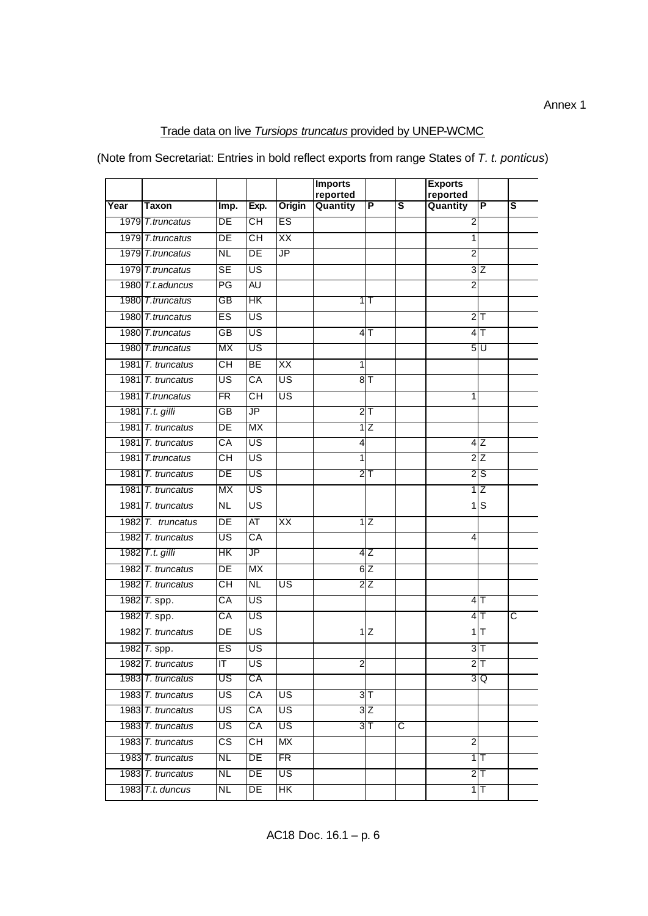Annex 1

Trade data on live *Tursiops truncatus* provided by UNEP-WCMC

(Note from Secretariat: Entries in bold reflect exports from range States of *T. t. ponticus*)

| | | | | | Imports reported | | | Exports reported | | |
|---|---|---|---|---|---|---|---|---|---|---|
| Year | Taxon | Imp. | Exp. | Origin | Quantity | P | S | Quantity | P | S |
| 1979 | *T.truncatus* | DE | CH | ES | | | | 2 | | |
| 1979 | *T.truncatus* | DE | CH | XX | | | | 1 | | |
| 1979 | *T.truncatus* | NL | DE | JP | | | | 2 | | |
| 1979 | *T.truncatus* | SE | US | | | | | 3 | Z | |
| 1980 | *T.t.aduncus* | PG | AU | | | | | 2 | | |
| 1980 | *T.truncatus* | GB | HK | | 1 | T | | | | |
| 1980 | *T.truncatus* | ES | US | | | | | 2 | T | |
| 1980 | *T.truncatus* | GB | US | | 4 | T | | 4 | T | |
| 1980 | *T.truncatus* | MX | US | | | | | 5 | U | |
| 1981 | *T. truncatus* | CH | BE | XX | 1 | | | | | |
| 1981 | *T. truncatus* | US | CA | US | 8 | T | | | | |
| 1981 | *T.truncatus* | FR | CH | US | | | | 1 | | |
| 1981 | *T.t. gilli* | GB | JP | | 2 | T | | | | |
| 1981 | *T. truncatus* | DE | MX | | 1 | Z | | | | |
| 1981 | *T. truncatus* | CA | US | | 4 | | | 4 | Z | |
| 1981 | *T.truncatus* | CH | US | | 1 | | | 2 | Z | |
| 1981 | *T. truncatus* | DE | US | | 2 | T | | 2 | S | |
| 1981 | *T. truncatus* | MX | US | | | | | 1 | Z | |
| 1981 | *T. truncatus* | NL | US | | | | | 1 | S | |
| 1982 | *T. truncatus* | DE | AT | XX | 1 | Z | | | | |
| 1982 | *T. truncatus* | US | CA | | | | | 4 | | |
| 1982 | *T.t. gilli* | HK | JP | | 4 | Z | | | | |
| 1982 | *T. truncatus* | DE | MX | | 6 | Z | | | | |
| 1982 | *T. truncatus* | CH | NL | US | 2 | Z | | | | |
| 1982 | *T.* spp. | CA | US | | | | | 4 | T | |
| 1982 | *T.* spp. | CA | US | | | | | 4 | T | C |
| 1982 | *T. truncatus* | DE | US | | 1 | Z | | 1 | T | |
| 1982 | *T.* spp. | ES | US | | | | | 3 | T | |
| 1982 | *T. truncatus* | IT | US | | 2 | | | 2 | T | |
| 1983 | *T. truncatus* | US | CA | | | | | 3 | Q | |
| 1983 | *T. truncatus* | US | CA | US | 3 | T | | | | |
| 1983 | *T. truncatus* | US | CA | US | 3 | Z | | | | |
| 1983 | *T. truncatus* | US | CA | US | 3 | T | C | | | |
| 1983 | *T. truncatus* | CS | CH | MX | | | | 2 | | |
| 1983 | *T. truncatus* | NL | DE | FR | | | | 1 | T | |
| 1983 | *T. truncatus* | NL | DE | US | | | | 2 | T | |
| 1983 | *T.t. duncus* | NL | DE | HK | | | | 1 | T | |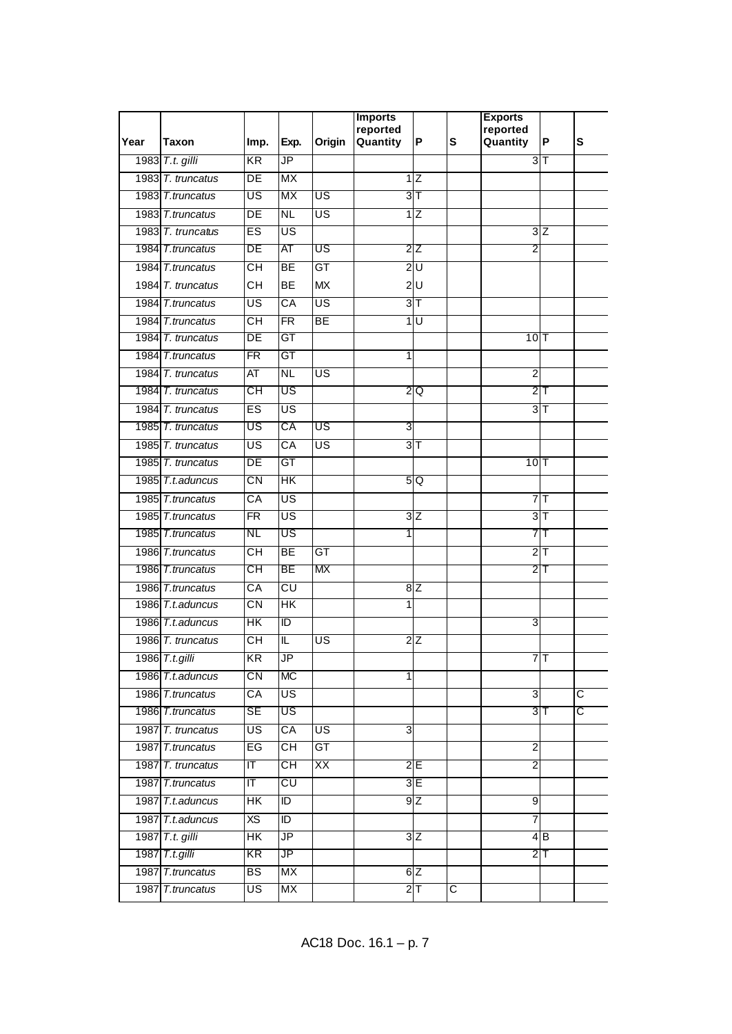| Year | Taxon | Imp. | Exp. | Origin | Imports reported Quantity | P | S | Exports reported Quantity | P | S |
|---|---|---|---|---|---|---|---|---|---|---|
| 1983 | *T.t. gilli* | KR | JP | | | | | 3 | T | |
| 1983 | *T. truncatus* | DE | MX | | 1 | Z | | | | |
| 1983 | *T.truncatus* | US | MX | US | 3 | T | | | | |
| 1983 | *T.truncatus* | DE | NL | US | 1 | Z | | | | |
| 1983 | *T. truncatus* | ES | US | | | | | 3 | Z | |
| 1984 | *T.truncatus* | DE | AT | US | 2 | Z | | 2 | | |
| 1984 | *T.truncatus* | CH | BE | GT | 2 | U | | | | |
| 1984 | *T. truncatus* | CH | BE | MX | 2 | U | | | | |
| 1984 | *T.truncatus* | US | CA | US | 3 | T | | | | |
| 1984 | *T.truncatus* | CH | FR | BE | 1 | U | | | | |
| 1984 | *T. truncatus* | DE | GT | | | | | 10 | T | |
| 1984 | *T.truncatus* | FR | GT | | 1 | | | | | |
| 1984 | *T. truncatus* | AT | NL | US | | | | 2 | | |
| 1984 | *T. truncatus* | CH | US | | 2 | Q | | 2 | T | |
| 1984 | *T. truncatus* | ES | US | | | | | 3 | T | |
| 1985 | *T. truncatus* | US | CA | US | 3 | | | | | |
| 1985 | *T. truncatus* | US | CA | US | 3 | T | | | | |
| 1985 | *T. truncatus* | DE | GT | | | | | 10 | T | |
| 1985 | *T.t.aduncus* | CN | HK | | 5 | Q | | | | |
| 1985 | *T.truncatus* | CA | US | | | | | 7 | T | |
| 1985 | *T.truncatus* | FR | US | | 3 | Z | | 3 | T | |
| 1985 | *T.truncatus* | NL | US | | 1 | | | 7 | T | |
| 1986 | *T.truncatus* | CH | BE | GT | | | | 2 | T | |
| 1986 | *T.truncatus* | CH | BE | MX | | | | 2 | T | |
| 1986 | *T.truncatus* | CA | CU | | 8 | Z | | | | |
| 1986 | *T.t.aduncus* | CN | HK | | 1 | | | | | |
| 1986 | *T.t.aduncus* | HK | ID | | | | | 3 | | |
| 1986 | *T. truncatus* | CH | IL | US | 2 | Z | | | | |
| 1986 | *T.t.gilli* | KR | JP | | | | | 7 | T | |
| 1986 | *T.t.aduncus* | CN | MC | | 1 | | | | | |
| 1986 | *T.truncatus* | CA | US | | | | | 3 | | C |
| 1986 | *T.truncatus* | SE | US | | | | | 3 | T | C |
| 1987 | *T. truncatus* | US | CA | US | 3 | | | | | |
| 1987 | *T.truncatus* | EG | CH | GT | | | | 2 | | |
| 1987 | *T. truncatus* | IT | CH | XX | 2 | E | | 2 | | |
| 1987 | *T.truncatus* | IT | CU | | 3 | E | | | | |
| 1987 | *T.t.aduncus* | HK | ID | | 9 | Z | | 9 | | |
| 1987 | *T.t.aduncus* | XS | ID | | | | | 7 | | |
| 1987 | *T.t. gilli* | HK | JP | | 3 | Z | | 4 | B | |
| 1987 | *T.t.gilli* | KR | JP | | | | | 2 | T | |
| 1987 | *T.truncatus* | BS | MX | | 6 | Z | | | | |
| 1987 | *T.truncatus* | US | MX | | 2 | T | C | | | |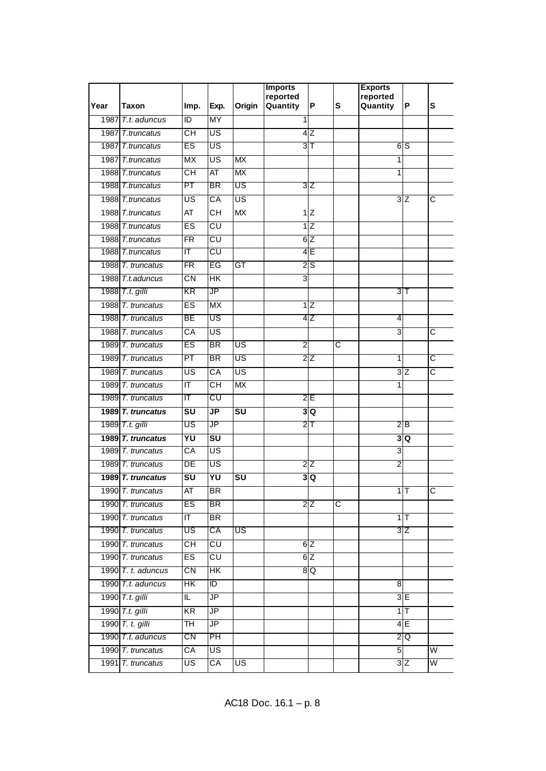| Year | Taxon | Imp. | Exp. | Origin | Imports reported Quantity | P | S | Exports reported Quantity | P | S |
|---|---|---|---|---|---|---|---|---|---|---|
| 1987 | *T.t. aduncus* | ID | MY | | 1 | | | | | |
| 1987 | *T.truncatus* | CH | US | | 4 | Z | | | | |
| 1987 | *T.truncatus* | ES | US | | 3 | T | | 6 | S | |
| 1987 | *T.truncatus* | MX | US | MX | | | | 1 | | |
| 1988 | *T.truncatus* | CH | AT | MX | | | | 1 | | |
| 1988 | *T.truncatus* | PT | BR | US | 3 | Z | | | | |
| 1988 | *T.truncatus* | US | CA | US | | | | 3 | Z | C |
| 1988 | *T.truncatus* | AT | CH | MX | 1 | Z | | | | |
| 1988 | *T.truncatus* | ES | CU | | 1 | Z | | | | |
| 1988 | *T.truncatus* | FR | CU | | 6 | Z | | | | |
| 1988 | *T.truncatus* | IT | CU | | 4 | E | | | | |
| 1988 | *T. truncatus* | FR | EG | GT | 2 | S | | | | |
| 1988 | *T.t.aduncus* | CN | HK | | 3 | | | | | |
| 1988 | *T.t. gilli* | KR | JP | | | | | 3 | T | |
| 1988 | *T. truncatus* | ES | MX | | 1 | Z | | | | |
| 1988 | *T. truncatus* | BE | US | | 4 | Z | | 4 | | |
| 1988 | *T. truncatus* | CA | US | | | | | 3 | | C |
| 1989 | *T. truncatus* | ES | BR | US | 2 | | C | | | |
| 1989 | *T. truncatus* | PT | BR | US | 2 | Z | | 1 | | C |
| 1989 | *T. truncatus* | US | CA | US | | | | 3 | Z | C |
| 1989 | *T. truncatus* | IT | CH | MX | | | | 1 | | |
| 1989 | *T. truncatus* | IT | CU | | 2 | E | | | | |
| **1989** | ***T. truncatus*** | **SU** | **JP** | **SU** | **3** | **Q** | | | | |
| 1989 | *T.t. gilli* | US | JP | | 2 | T | | 2 | B | |
| **1989** | ***T. truncatus*** | **YU** | **SU** | | | | | **3** | **Q** | |
| 1989 | *T. truncatus* | CA | US | | | | | 3 | | |
| 1989 | *T. truncatus* | DE | US | | 2 | Z | | 2 | | |
| **1989** | ***T. truncatus*** | **SU** | **YU** | **SU** | **3** | **Q** | | | | |
| 1990 | *T. truncatus* | AT | BR | | | | | 1 | T | C |
| 1990 | *T. truncatus* | ES | BR | | 2 | Z | C | | | |
| 1990 | *T. truncatus* | IT | BR | | | | | 1 | T | |
| 1990 | *T. truncatus* | US | CA | US | | | | 3 | Z | |
| 1990 | *T. truncatus* | CH | CU | | 6 | Z | | | | |
| 1990 | *T. truncatus* | ES | CU | | 6 | Z | | | | |
| 1990 | *T. t. aduncus* | CN | HK | | 8 | Q | | | | |
| 1990 | *T.t. aduncus* | HK | ID | | | | | 8 | | |
| 1990 | *T.t. gilli* | IL | JP | | | | | 3 | E | |
| 1990 | *T.t. gilli* | KR | JP | | | | | 1 | T | |
| 1990 | *T. t. gilli* | TH | JP | | | | | 4 | E | |
| 1990 | *T.t. aduncus* | CN | PH | | | | | 2 | Q | |
| 1990 | *T. truncatus* | CA | US | | | | | 5 | | W |
| 1991 | *T. truncatus* | US | CA | US | | | | 3 | Z | W |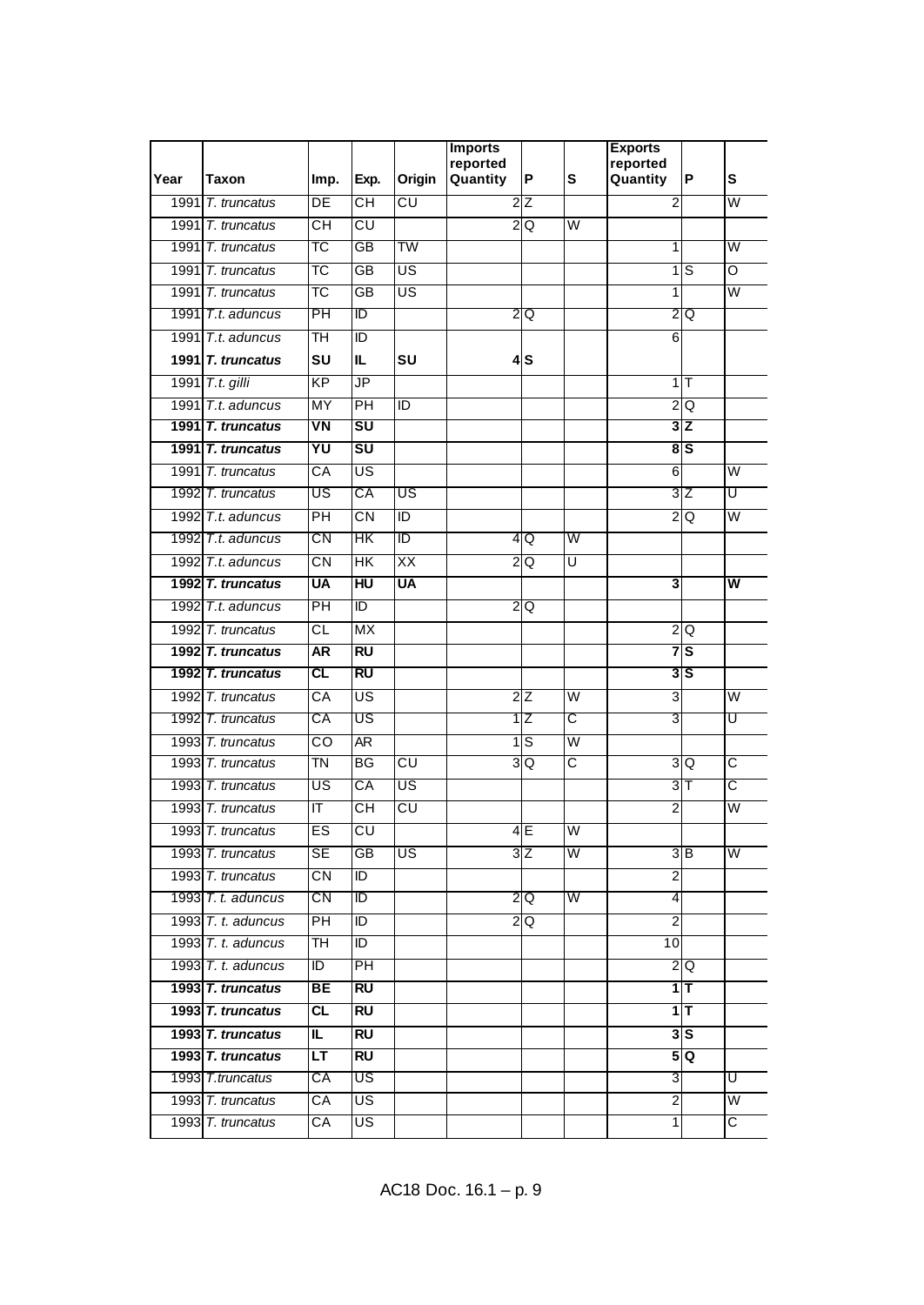| Year | Taxon | Imp. | Exp. | Origin | Imports reported Quantity | P | S | Exports reported Quantity | P | S |
|---|---|---|---|---|---|---|---|---|---|---|
| 1991 | *T. truncatus* | DE | CH | CU | 2 | Z | | 2 | | W |
| 1991 | *T. truncatus* | CH | CU | | 2 | Q | W | | | |
| 1991 | *T. truncatus* | TC | GB | TW | | | | 1 | | W |
| 1991 | *T. truncatus* | TC | GB | US | | | | 1 | S | O |
| 1991 | *T. truncatus* | TC | GB | US | | | | 1 | | W |
| 1991 | *T.t. aduncus* | PH | ID | | 2 | Q | | 2 | Q | |
| 1991 | *T.t. aduncus* | TH | ID | | | | | 6 | | |
| **1991** | ***T. truncatus*** | **SU** | **IL** | **SU** | **4** | **S** | | | | |
| 1991 | *T.t. gilli* | KP | JP | | | | | 1 | T | |
| 1991 | *T.t. aduncus* | MY | PH | ID | | | | 2 | Q | |
| **1991** | ***T. truncatus*** | **VN** | **SU** | | | | | **3** | **Z** | |
| **1991** | ***T. truncatus*** | **YU** | **SU** | | | | | **8** | **S** | |
| 1991 | *T. truncatus* | CA | US | | | | | 6 | | W |
| 1992 | *T. truncatus* | US | CA | US | | | | 3 | Z | U |
| 1992 | *T.t. aduncus* | PH | CN | ID | | | | 2 | Q | W |
| 1992 | *T.t. aduncus* | CN | HK | ID | 4 | Q | W | | | |
| 1992 | *T.t. aduncus* | CN | HK | XX | 2 | Q | U | | | |
| **1992** | ***T. truncatus*** | **UA** | **HU** | **UA** | | | | **3** | | **W** |
| 1992 | *T.t. aduncus* | PH | ID | | 2 | Q | | | | |
| 1992 | *T. truncatus* | CL | MX | | | | | 2 | Q | |
| **1992** | ***T. truncatus*** | **AR** | **RU** | | | | | **7** | **S** | |
| **1992** | ***T. truncatus*** | **CL** | **RU** | | | | | **3** | **S** | |
| 1992 | *T. truncatus* | CA | US | | 2 | Z | W | 3 | | W |
| 1992 | *T. truncatus* | CA | US | | 1 | Z | C | 3 | | U |
| 1993 | *T. truncatus* | CO | AR | | 1 | S | W | | | |
| 1993 | *T. truncatus* | TN | BG | CU | 3 | Q | C | 3 | Q | C |
| 1993 | *T. truncatus* | US | CA | US | | | | 3 | T | C |
| 1993 | *T. truncatus* | IT | CH | CU | | | | 2 | | W |
| 1993 | *T. truncatus* | ES | CU | | 4 | E | W | | | |
| 1993 | *T. truncatus* | SE | GB | US | 3 | Z | W | 3 | B | W |
| 1993 | *T. truncatus* | CN | ID | | | | | 2 | | |
| 1993 | *T. t. aduncus* | CN | ID | | 2 | Q | W | 4 | | |
| 1993 | *T. t. aduncus* | PH | ID | | 2 | Q | | 2 | | |
| 1993 | *T. t. aduncus* | TH | ID | | | | | 10 | | |
| 1993 | *T. t. aduncus* | ID | PH | | | | | 2 | Q | |
| **1993** | ***T. truncatus*** | **BE** | **RU** | | | | | **1** | **T** | |
| **1993** | ***T. truncatus*** | **CL** | **RU** | | | | | **1** | **T** | |
| **1993** | ***T. truncatus*** | **IL** | **RU** | | | | | **3** | **S** | |
| **1993** | ***T. truncatus*** | **LT** | **RU** | | | | | **5** | **Q** | |
| 1993 | *T.truncatus* | CA | US | | | | | 3 | | U |
| 1993 | *T. truncatus* | CA | US | | | | | 2 | | W |
| 1993 | *T. truncatus* | CA | US | | | | | 1 | | C |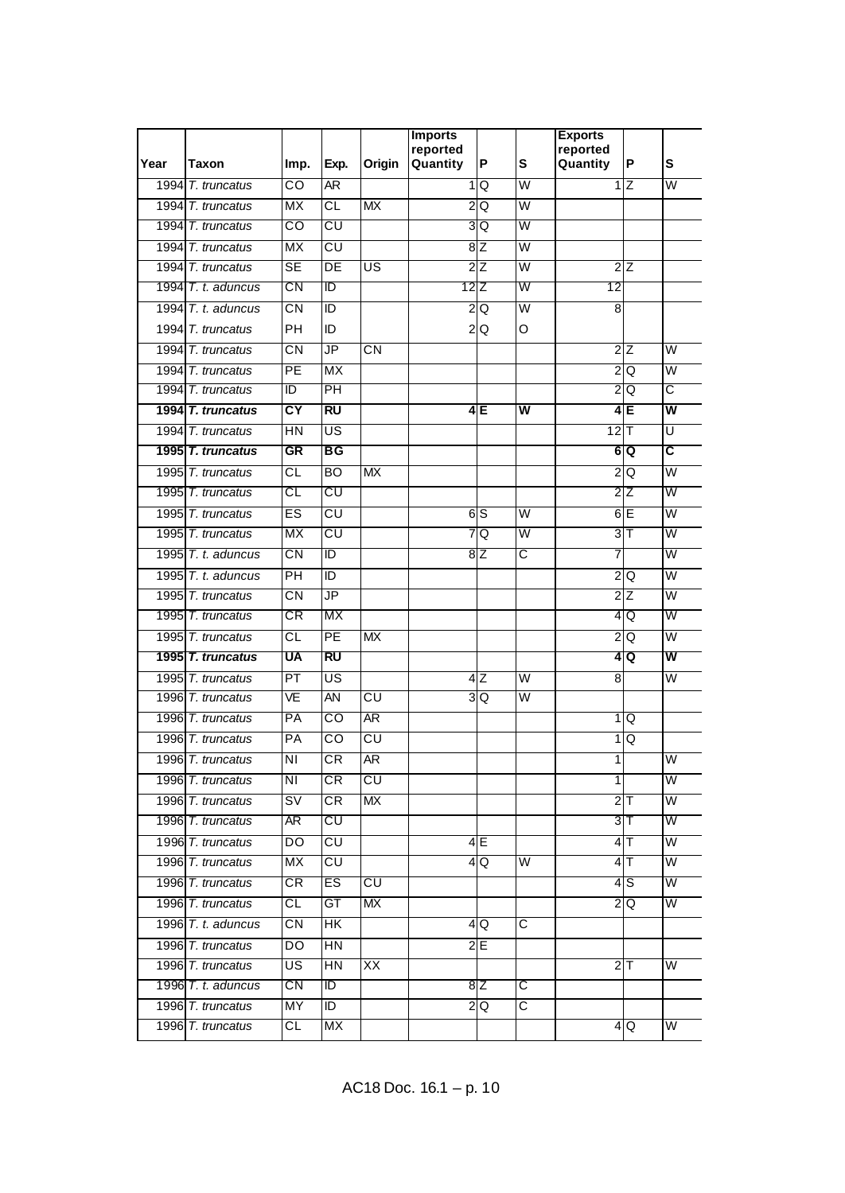| Year | Taxon | Imp. | Exp. | Origin | Imports reported Quantity | P | S | Exports reported Quantity | P | S |
|---|---|---|---|---|---|---|---|---|---|---|
| 1994 | *T. truncatus* | CO | AR | | 1 | Q | W | 1 | Z | W |
| 1994 | *T. truncatus* | MX | CL | MX | 2 | Q | W | | | |
| 1994 | *T. truncatus* | CO | CU | | 3 | Q | W | | | |
| 1994 | *T. truncatus* | MX | CU | | 8 | Z | W | | | |
| 1994 | *T. truncatus* | SE | DE | US | 2 | Z | W | 2 | Z | |
| 1994 | *T. t. aduncus* | CN | ID | | 12 | Z | W | 12 | | |
| 1994 | *T. t. aduncus* | CN | ID | | 2 | Q | W | 8 | | |
| 1994 | *T. truncatus* | PH | ID | | 2 | Q | O | | | |
| 1994 | *T. truncatus* | CN | JP | CN | | | | 2 | Z | W |
| 1994 | *T. truncatus* | PE | MX | | | | | 2 | Q | W |
| 1994 | *T. truncatus* | ID | PH | | | | | 2 | Q | C |
| **1994** | ***T. truncatus*** | **CY** | **RU** | | **4** | **E** | **W** | **4** | **E** | **W** |
| 1994 | *T. truncatus* | HN | US | | | | | 12 | T | U |
| **1995** | ***T. truncatus*** | **GR** | **BG** | | | | | **6** | **Q** | **C** |
| 1995 | *T. truncatus* | CL | BO | MX | | | | 2 | Q | W |
| 1995 | *T. truncatus* | CL | CU | | | | | 2 | Z | W |
| 1995 | *T. truncatus* | ES | CU | | 6 | S | W | 6 | E | W |
| 1995 | *T. truncatus* | MX | CU | | 7 | Q | W | 3 | T | W |
| 1995 | *T. t. aduncus* | CN | ID | | 8 | Z | C | 7 | | W |
| 1995 | *T. t. aduncus* | PH | ID | | | | | 2 | Q | W |
| 1995 | *T. truncatus* | CN | JP | | | | | 2 | Z | W |
| 1995 | *T. truncatus* | CR | MX | | | | | 4 | Q | W |
| 1995 | *T. truncatus* | CL | PE | MX | | | | 2 | Q | W |
| **1995** | ***T. truncatus*** | **UA** | **RU** | | | | | **4** | **Q** | **W** |
| 1995 | *T. truncatus* | PT | US | | 4 | Z | W | 8 | | W |
| 1996 | *T. truncatus* | VE | AN | CU | 3 | Q | W | | | |
| 1996 | *T. truncatus* | PA | CO | AR | | | | 1 | Q | |
| 1996 | *T. truncatus* | PA | CO | CU | | | | 1 | Q | |
| 1996 | *T. truncatus* | NI | CR | AR | | | | 1 | | W |
| 1996 | *T. truncatus* | NI | CR | CU | | | | 1 | | W |
| 1996 | *T. truncatus* | SV | CR | MX | | | | 2 | T | W |
| 1996 | *T. truncatus* | AR | CU | | | | | 3 | T | W |
| 1996 | *T. truncatus* | DO | CU | | 4 | E | | 4 | T | W |
| 1996 | *T. truncatus* | MX | CU | | 4 | Q | W | 4 | T | W |
| 1996 | *T. truncatus* | CR | ES | CU | | | | 4 | S | W |
| 1996 | *T. truncatus* | CL | GT | MX | | | | 2 | Q | W |
| 1996 | *T. t. aduncus* | CN | HK | | 4 | Q | C | | | |
| 1996 | *T. truncatus* | DO | HN | | 2 | E | | | | |
| 1996 | *T. truncatus* | US | HN | XX | | | | 2 | T | W |
| 1996 | *T. t. aduncus* | CN | ID | | 8 | Z | C | | | |
| 1996 | *T. truncatus* | MY | ID | | 2 | Q | C | | | |
| 1996 | *T. truncatus* | CL | MX | | | | | 4 | Q | W |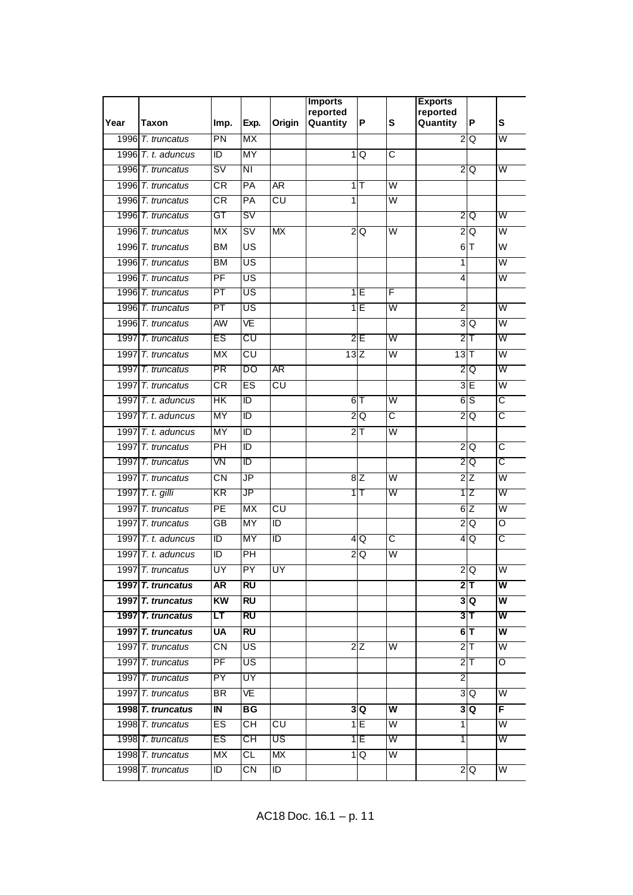| Year | Taxon | Imp. | Exp. | Origin | Imports reported Quantity | P | S | Exports reported Quantity | P | S |
|---|---|---|---|---|---|---|---|---|---|---|
| 1996 | *T. truncatus* | PN | MX | | | | | 2 | Q | W |
| 1996 | *T. t. aduncus* | ID | MY | | 1 | Q | C | | | |
| 1996 | *T. truncatus* | SV | NI | | | | | 2 | Q | W |
| 1996 | *T. truncatus* | CR | PA | AR | 1 | T | W | | | |
| 1996 | *T. truncatus* | CR | PA | CU | 1 | | W | | | |
| 1996 | *T. truncatus* | GT | SV | | | | | 2 | Q | W |
| 1996 | *T. truncatus* | MX | SV | MX | 2 | Q | W | 2 | Q | W |
| 1996 | *T. truncatus* | BM | US | | | | | 6 | T | W |
| 1996 | *T. truncatus* | BM | US | | | | | 1 | | W |
| 1996 | *T. truncatus* | PF | US | | | | | 4 | | W |
| 1996 | *T. truncatus* | PT | US | | 1 | E | F | | | |
| 1996 | *T. truncatus* | PT | US | | 1 | E | W | 2 | | W |
| 1996 | *T. truncatus* | AW | VE | | | | | 3 | Q | W |
| 1997 | *T. truncatus* | ES | CU | | 2 | E | W | 2 | T | W |
| 1997 | *T. truncatus* | MX | CU | | 13 | Z | W | 13 | T | W |
| 1997 | *T. truncatus* | PR | DO | AR | | | | 2 | Q | W |
| 1997 | *T. truncatus* | CR | ES | CU | | | | 3 | E | W |
| 1997 | *T. t. aduncus* | HK | ID | | 6 | T | W | 6 | S | C |
| 1997 | *T. t. aduncus* | MY | ID | | 2 | Q | C | 2 | Q | C |
| 1997 | *T. t. aduncus* | MY | ID | | 2 | T | W | | | |
| 1997 | *T. truncatus* | PH | ID | | | | | 2 | Q | C |
| 1997 | *T. truncatus* | VN | ID | | | | | 2 | Q | C |
| 1997 | *T. truncatus* | CN | JP | | 8 | Z | W | 2 | Z | W |
| 1997 | *T. t. gilli* | KR | JP | | 1 | T | W | 1 | Z | W |
| 1997 | *T. truncatus* | PE | MX | CU | | | | 6 | Z | W |
| 1997 | *T. truncatus* | GB | MY | ID | | | | 2 | Q | O |
| 1997 | *T. t. aduncus* | ID | MY | ID | 4 | Q | C | 4 | Q | C |
| 1997 | *T. t. aduncus* | ID | PH | | 2 | Q | W | | | |
| 1997 | *T. truncatus* | UY | PY | UY | | | | 2 | Q | W |
| **1997** | ***T. truncatus*** | **AR** | **RU** | | | | | **2** | **T** | **W** |
| **1997** | ***T. truncatus*** | **KW** | **RU** | | | | | **3** | **Q** | **W** |
| **1997** | ***T. truncatus*** | **LT** | **RU** | | | | | **3** | **T** | **W** |
| **1997** | ***T. truncatus*** | **UA** | **RU** | | | | | **6** | **T** | **W** |
| 1997 | *T. truncatus* | CN | US | | 2 | Z | W | 2 | T | W |
| 1997 | *T. truncatus* | PF | US | | | | | 2 | T | O |
| 1997 | *T. truncatus* | PY | UY | | | | | 2 | | |
| 1997 | *T. truncatus* | BR | VE | | | | | 3 | Q | W |
| **1998** | ***T. truncatus*** | **IN** | **BG** | | **3** | **Q** | **W** | **3** | **Q** | **F** |
| 1998 | *T. truncatus* | ES | CH | CU | 1 | E | W | 1 | | W |
| 1998 | *T. truncatus* | ES | CH | US | 1 | E | W | 1 | | W |
| 1998 | *T. truncatus* | MX | CL | MX | 1 | Q | W | | | |
| 1998 | *T. truncatus* | ID | CN | ID | | | | 2 | Q | W |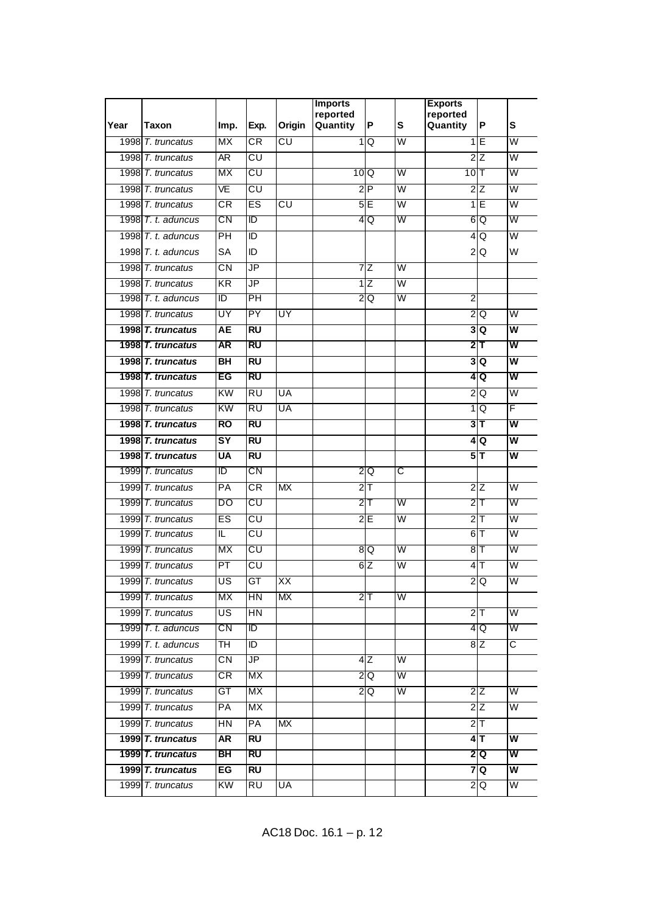| Year | Taxon | Imp. | Exp. | Origin | Imports reported Quantity | P | S | Exports reported Quantity | P | S |
|---|---|---|---|---|---|---|---|---|---|---|
| 1998 | *T. truncatus* | MX | CR | CU | 1 | Q | W | 1 | E | W |
| 1998 | *T. truncatus* | AR | CU | | | | | 2 | Z | W |
| 1998 | *T. truncatus* | MX | CU | | 10 | Q | W | 10 | T | W |
| 1998 | *T. truncatus* | VE | CU | | 2 | P | W | 2 | Z | W |
| 1998 | *T. truncatus* | CR | ES | CU | 5 | E | W | 1 | E | W |
| 1998 | *T. t. aduncus* | CN | ID | | 4 | Q | W | 6 | Q | W |
| 1998 | *T. t. aduncus* | PH | ID | | | | | 4 | Q | W |
| 1998 | *T. t. aduncus* | SA | ID | | | | | 2 | Q | W |
| 1998 | *T. truncatus* | CN | JP | | 7 | Z | W | | | |
| 1998 | *T. truncatus* | KR | JP | | 1 | Z | W | | | |
| 1998 | *T. t. aduncus* | ID | PH | | 2 | Q | W | 2 | | |
| 1998 | *T. truncatus* | UY | PY | UY | | | | 2 | Q | W |
| **1998** | ***T. truncatus*** | **AE** | **RU** | | | | | **3** | **Q** | **W** |
| **1998** | ***T. truncatus*** | **AR** | **RU** | | | | | **2** | **T** | **W** |
| **1998** | ***T. truncatus*** | **BH** | **RU** | | | | | **3** | **Q** | **W** |
| **1998** | ***T. truncatus*** | **EG** | **RU** | | | | | **4** | **Q** | **W** |
| 1998 | *T. truncatus* | KW | RU | UA | | | | 2 | Q | W |
| 1998 | *T. truncatus* | KW | RU | UA | | | | 1 | Q | F |
| **1998** | ***T. truncatus*** | **RO** | **RU** | | | | | **3** | **T** | **W** |
| **1998** | ***T. truncatus*** | **SY** | **RU** | | | | | **4** | **Q** | **W** |
| **1998** | ***T. truncatus*** | **UA** | **RU** | | | | | **5** | **T** | **W** |
| 1999 | *T. truncatus* | ID | CN | | 2 | Q | C | | | |
| 1999 | *T. truncatus* | PA | CR | MX | 2 | T | | 2 | Z | W |
| 1999 | *T. truncatus* | DO | CU | | 2 | T | W | 2 | T | W |
| 1999 | *T. truncatus* | ES | CU | | 2 | E | W | 2 | T | W |
| 1999 | *T. truncatus* | IL | CU | | | | | 6 | T | W |
| 1999 | *T. truncatus* | MX | CU | | 8 | Q | W | 8 | T | W |
| 1999 | *T. truncatus* | PT | CU | | 6 | Z | W | 4 | T | W |
| 1999 | *T. truncatus* | US | GT | XX | | | | 2 | Q | W |
| 1999 | *T. truncatus* | MX | HN | MX | 2 | T | W | | | |
| 1999 | *T. truncatus* | US | HN | | | | | 2 | T | W |
| 1999 | *T. t. aduncus* | CN | ID | | | | | 4 | Q | W |
| 1999 | *T. t. aduncus* | TH | ID | | | | | 8 | Z | C |
| 1999 | *T. truncatus* | CN | JP | | 4 | Z | W | | | |
| 1999 | *T. truncatus* | CR | MX | | 2 | Q | W | | | |
| 1999 | *T. truncatus* | GT | MX | | 2 | Q | W | 2 | Z | W |
| 1999 | *T. truncatus* | PA | MX | | | | | 2 | Z | W |
| 1999 | *T. truncatus* | HN | PA | MX | | | | 2 | T | |
| **1999** | ***T. truncatus*** | **AR** | **RU** | | | | | **4** | **T** | **W** |
| **1999** | ***T. truncatus*** | **BH** | **RU** | | | | | **2** | **Q** | **W** |
| **1999** | ***T. truncatus*** | **EG** | **RU** | | | | | **7** | **Q** | **W** |
| 1999 | *T. truncatus* | KW | RU | UA | | | | 2 | Q | W |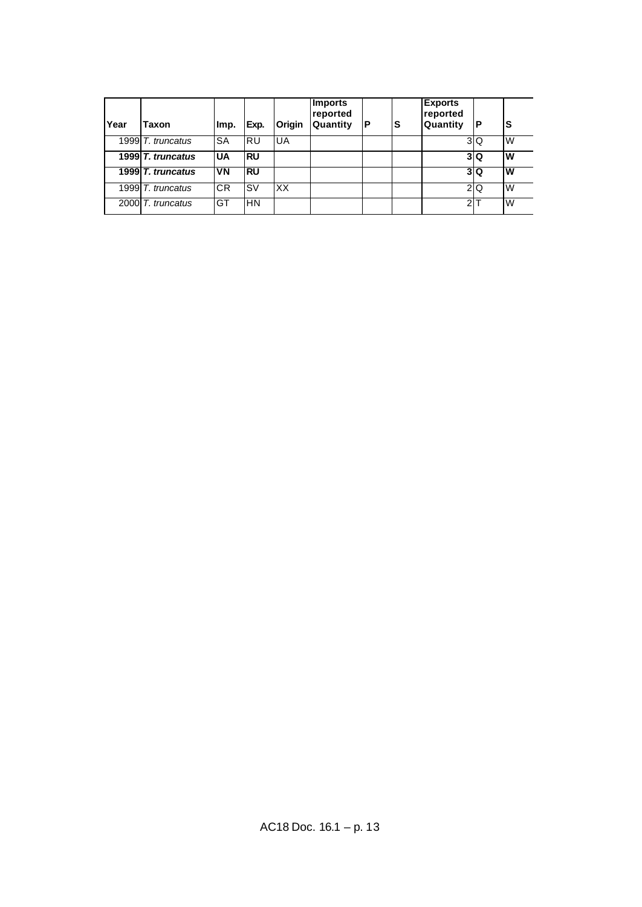| Year | Taxon | Imp. | Exp. | Origin | Imports reported Quantity | P | S | Exports reported Quantity | P | S |
|---|---|---|---|---|---|---|---|---|---|---|
| 1999 | *T. truncatus* | SA | RU | UA | | | | 3 | Q | W |
| **1999** | ***T. truncatus*** | **UA** | **RU** | | | | | **3** | **Q** | **W** |
| **1999** | ***T. truncatus*** | **VN** | **RU** | | | | | **3** | **Q** | **W** |
| 1999 | *T. truncatus* | CR | SV | XX | | | | 2 | Q | W |
| 2000 | *T. truncatus* | GT | HN | | | | | 2 | T | W |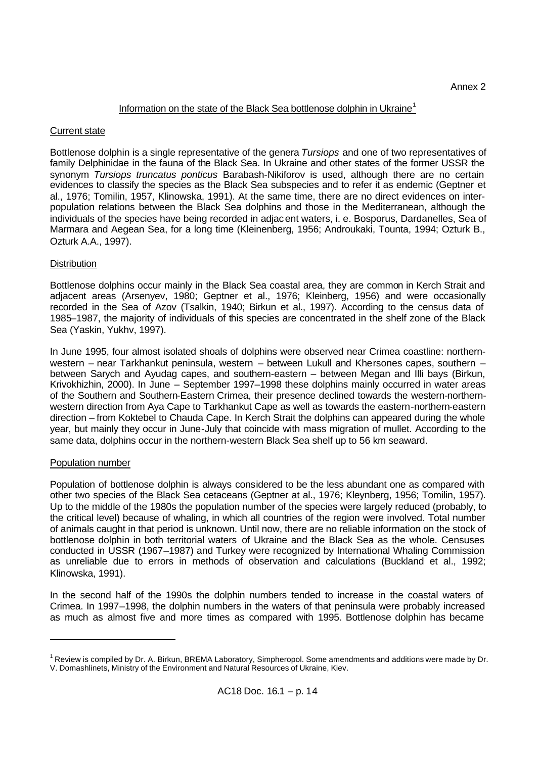Annex 2

## Information on the state of the Black Sea bottlenose dolphin in Ukraine[1]

### Current state

Bottlenose dolphin is a single representative of the genera *Tursiops* and one of two representatives of family Delphinidae in the fauna of the Black Sea. In Ukraine and other states of the former USSR the synonym *Tursiops truncatus ponticus* Barabash-Nikiforov is used, although there are no certain evidences to classify the species as the Black Sea subspecies and to refer it as endemic (Geptner et al., 1976; Tomilin, 1957, Klinowska, 1991). At the same time, there are no direct evidences on inter-population relations between the Black Sea dolphins and those in the Mediterranean, although the individuals of the species have being recorded in adjacent waters, i. e. Bosporus, Dardanelles, Sea of Marmara and Aegean Sea, for a long time (Kleinenberg, 1956; Androukaki, Tounta, 1994; Ozturk B., Ozturk A.A., 1997).

### Distribution

Bottlenose dolphins occur mainly in the Black Sea coastal area, they are common in Kerch Strait and adjacent areas (Arsenyev, 1980; Geptner et al., 1976; Kleinberg, 1956) and were occasionally recorded in the Sea of Azov (Tsalkin, 1940; Birkun et al., 1997). According to the census data of 1985–1987, the majority of individuals of this species are concentrated in the shelf zone of the Black Sea (Yaskin, Yukhv, 1997).

In June 1995, four almost isolated shoals of dolphins were observed near Crimea coastline: northern-western – near Tarkhankut peninsula, western – between Lukull and Khersones capes, southern – between Sarych and Ayudag capes, and southern-eastern – between Megan and Illi bays (Birkun, Krivokhizhin, 2000). In June – September 1997–1998 these dolphins mainly occurred in water areas of the Southern and Southern-Eastern Crimea, their presence declined towards the western-northern-western direction from Aya Cape to Tarkhankut Cape as well as towards the eastern-northern-eastern direction – from Koktebel to Chauda Cape. In Kerch Strait the dolphins can appeared during the whole year, but mainly they occur in June-July that coincide with mass migration of mullet. According to the same data, dolphins occur in the northern-western Black Sea shelf up to 56 km seaward.

### Population number

Population of bottlenose dolphin is always considered to be the less abundant one as compared with other two species of the Black Sea cetaceans (Geptner at al., 1976; Kleynberg, 1956; Tomilin, 1957). Up to the middle of the 1980s the population number of the species were largely reduced (probably, to the critical level) because of whaling, in which all countries of the region were involved. Total number of animals caught in that period is unknown. Until now, there are no reliable information on the stock of bottlenose dolphin in both territorial waters of Ukraine and the Black Sea as the whole. Censuses conducted in USSR (1967–1987) and Turkey were recognized by International Whaling Commission as unreliable due to errors in methods of observation and calculations (Buckland et al., 1992; Klinowska, 1991).

In the second half of the 1990s the dolphin numbers tended to increase in the coastal waters of Crimea. In 1997–1998, the dolphin numbers in the waters of that peninsula were probably increased as much as almost five and more times as compared with 1995. Bottlenose dolphin has became

---

[1] Review is compiled by Dr. A. Birkun, BREMA Laboratory, Simpheropol. Some amendments and additions were made by Dr. V. Domashlinets, Ministry of the Environment and Natural Resources of Ukraine, Kiev.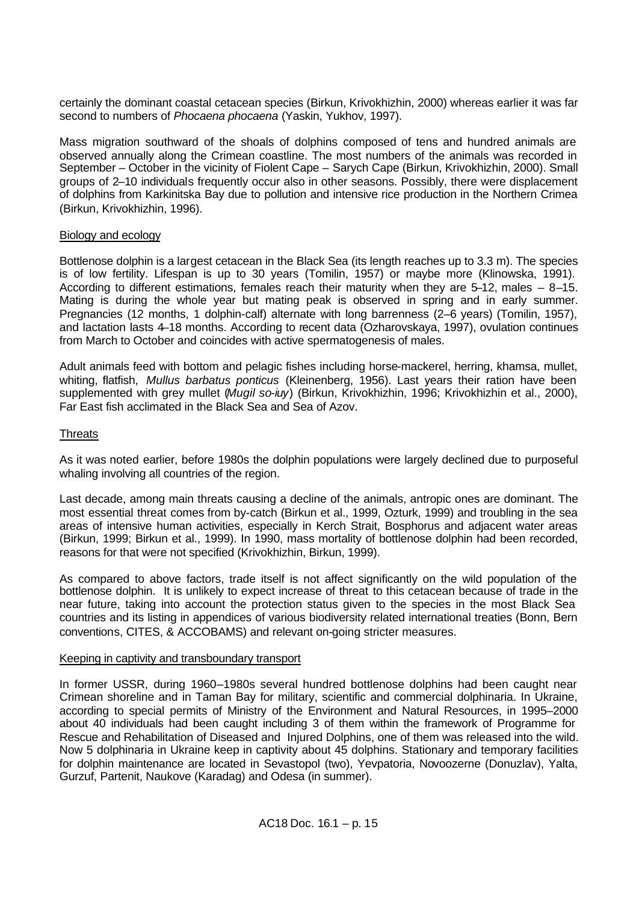certainly the dominant coastal cetacean species (Birkun, Krivokhizhin, 2000) whereas earlier it was far second to numbers of *Phocaena phocaena* (Yaskin, Yukhov, 1997).

Mass migration southward of the shoals of dolphins composed of tens and hundred animals are observed annually along the Crimean coastline. The most numbers of the animals was recorded in September – October in the vicinity of Fiolent Cape – Sarych Cape (Birkun, Krivokhizhin, 2000). Small groups of 2–10 individuals frequently occur also in other seasons. Possibly, there were displacement of dolphins from Karkinitska Bay due to pollution and intensive rice production in the Northern Crimea (Birkun, Krivokhizhin, 1996).

Biology and ecology

Bottlenose dolphin is a largest cetacean in the Black Sea (its length reaches up to 3.3 m). The species is of low fertility. Lifespan is up to 30 years (Tomilin, 1957) or maybe more (Klinowska, 1991). According to different estimations, females reach their maturity when they are 5–12, males – 8–15. Mating is during the whole year but mating peak is observed in spring and in early summer. Pregnancies (12 months, 1 dolphin-calf) alternate with long barrenness (2–6 years) (Tomilin, 1957), and lactation lasts 4–18 months. According to recent data (Ozharovskaya, 1997), ovulation continues from March to October and coincides with active spermatogenesis of males.

Adult animals feed with bottom and pelagic fishes including horse-mackerel, herring, khamsa, mullet, whiting, flatfish, *Mullus barbatus ponticus* (Kleinenberg, 1956). Last years their ration have been supplemented with grey mullet (*Mugil so-iuy*) (Birkun, Krivokhizhin, 1996; Krivokhizhin et al., 2000), Far East fish acclimated in the Black Sea and Sea of Azov.

Threats

As it was noted earlier, before 1980s the dolphin populations were largely declined due to purposeful whaling involving all countries of the region.

Last decade, among main threats causing a decline of the animals, antropic ones are dominant. The most essential threat comes from by-catch (Birkun et al., 1999, Ozturk, 1999) and troubling in the sea areas of intensive human activities, especially in Kerch Strait, Bosphorus and adjacent water areas (Birkun, 1999; Birkun et al., 1999). In 1990, mass mortality of bottlenose dolphin had been recorded, reasons for that were not specified (Krivokhizhin, Birkun, 1999).

As compared to above factors, trade itself is not affect significantly on the wild population of the bottlenose dolphin. It is unlikely to expect increase of threat to this cetacean because of trade in the near future, taking into account the protection status given to the species in the most Black Sea countries and its listing in appendices of various biodiversity related international treaties (Bonn, Bern conventions, CITES, & ACCOBAMS) and relevant on-going stricter measures.

Keeping in captivity and transboundary transport

In former USSR, during 1960–1980s several hundred bottlenose dolphins had been caught near Crimean shoreline and in Taman Bay for military, scientific and commercial dolphinaria. In Ukraine, according to special permits of Ministry of the Environment and Natural Resources, in 1995–2000 about 40 individuals had been caught including 3 of them within the framework of Programme for Rescue and Rehabilitation of Diseased and Injured Dolphins, one of them was released into the wild. Now 5 dolphinaria in Ukraine keep in captivity about 45 dolphins. Stationary and temporary facilities for dolphin maintenance are located in Sevastopol (two), Yevpatoria, Novoozerne (Donuzlav), Yalta, Gurzuf, Partenit, Naukove (Karadag) and Odesa (in summer).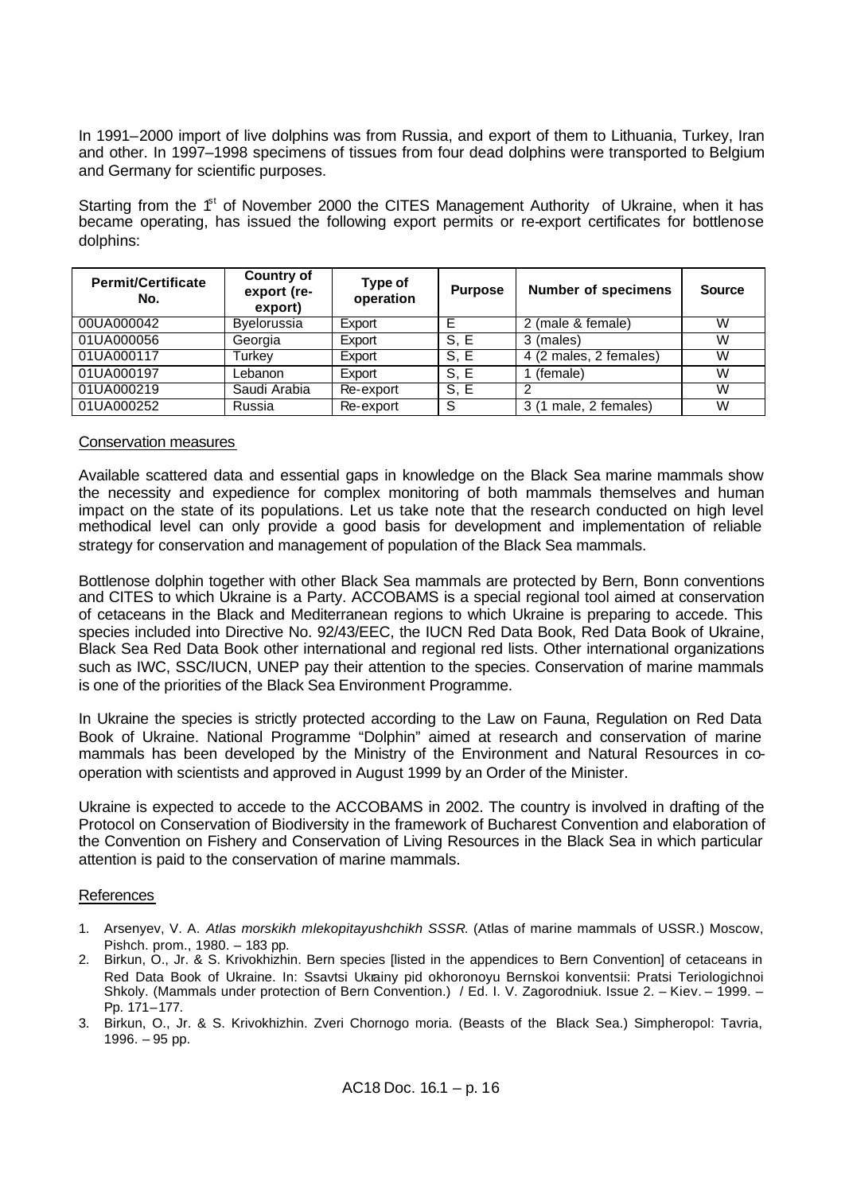In 1991–2000 import of live dolphins was from Russia, and export of them to Lithuania, Turkey, Iran and other. In 1997–1998 specimens of tissues from four dead dolphins were transported to Belgium and Germany for scientific purposes.

Starting from the 1st of November 2000 the CITES Management Authority of Ukraine, when it has became operating, has issued the following export permits or re-export certificates for bottlenose dolphins:

| Permit/Certificate No. | Country of export (re-export) | Type of operation | Purpose | Number of specimens | Source |
|---|---|---|---|---|---|
| 00UA000042 | Byelorussia | Export | E | 2 (male & female) | W |
| 01UA000056 | Georgia | Export | S, E | 3 (males) | W |
| 01UA000117 | Turkey | Export | S, E | 4 (2 males, 2 females) | W |
| 01UA000197 | Lebanon | Export | S, E | 1 (female) | W |
| 01UA000219 | Saudi Arabia | Re-export | S, E | 2 | W |
| 01UA000252 | Russia | Re-export | S | 3 (1 male, 2 females) | W |

## Conservation measures

Available scattered data and essential gaps in knowledge on the Black Sea marine mammals show the necessity and expedience for complex monitoring of both mammals themselves and human impact on the state of its populations. Let us take note that the research conducted on high level methodical level can only provide a good basis for development and implementation of reliable strategy for conservation and management of population of the Black Sea mammals.

Bottlenose dolphin together with other Black Sea mammals are protected by Bern, Bonn conventions and CITES to which Ukraine is a Party. ACCOBAMS is a special regional tool aimed at conservation of cetaceans in the Black and Mediterranean regions to which Ukraine is preparing to accede. This species included into Directive No. 92/43/EEC, the IUCN Red Data Book, Red Data Book of Ukraine, Black Sea Red Data Book other international and regional red lists. Other international organizations such as IWC, SSC/IUCN, UNEP pay their attention to the species. Conservation of marine mammals is one of the priorities of the Black Sea Environment Programme.

In Ukraine the species is strictly protected according to the Law on Fauna, Regulation on Red Data Book of Ukraine. National Programme "Dolphin" aimed at research and conservation of marine mammals has been developed by the Ministry of the Environment and Natural Resources in co-operation with scientists and approved in August 1999 by an Order of the Minister.

Ukraine is expected to accede to the ACCOBAMS in 2002. The country is involved in drafting of the Protocol on Conservation of Biodiversity in the framework of Bucharest Convention and elaboration of the Convention on Fishery and Conservation of Living Resources in the Black Sea in which particular attention is paid to the conservation of marine mammals.

## References

1. Arsenyev, V. A. *Atlas morskikh mlekopitayushchikh SSSR.* (Atlas of marine mammals of USSR.) Moscow, Pishch. prom., 1980. – 183 pp.
2. Birkun, O., Jr. & S. Krivokhizhin. Bern species [listed in the appendices to Bern Convention] of cetaceans in Red Data Book of Ukraine. In: Ssavtsi Ukrainy pid okhoronoyu Bernskoi konventsii: Pratsi Teriologichnoi Shkoly. (Mammals under protection of Bern Convention.) / Ed. I. V. Zagorodniuk. Issue 2. – Kiev. – 1999. – Pp. 171–177.
3. Birkun, O., Jr. & S. Krivokhizhin. Zveri Chornogo moria. (Beasts of the Black Sea.) Simpheropol: Tavria, 1996. – 95 pp.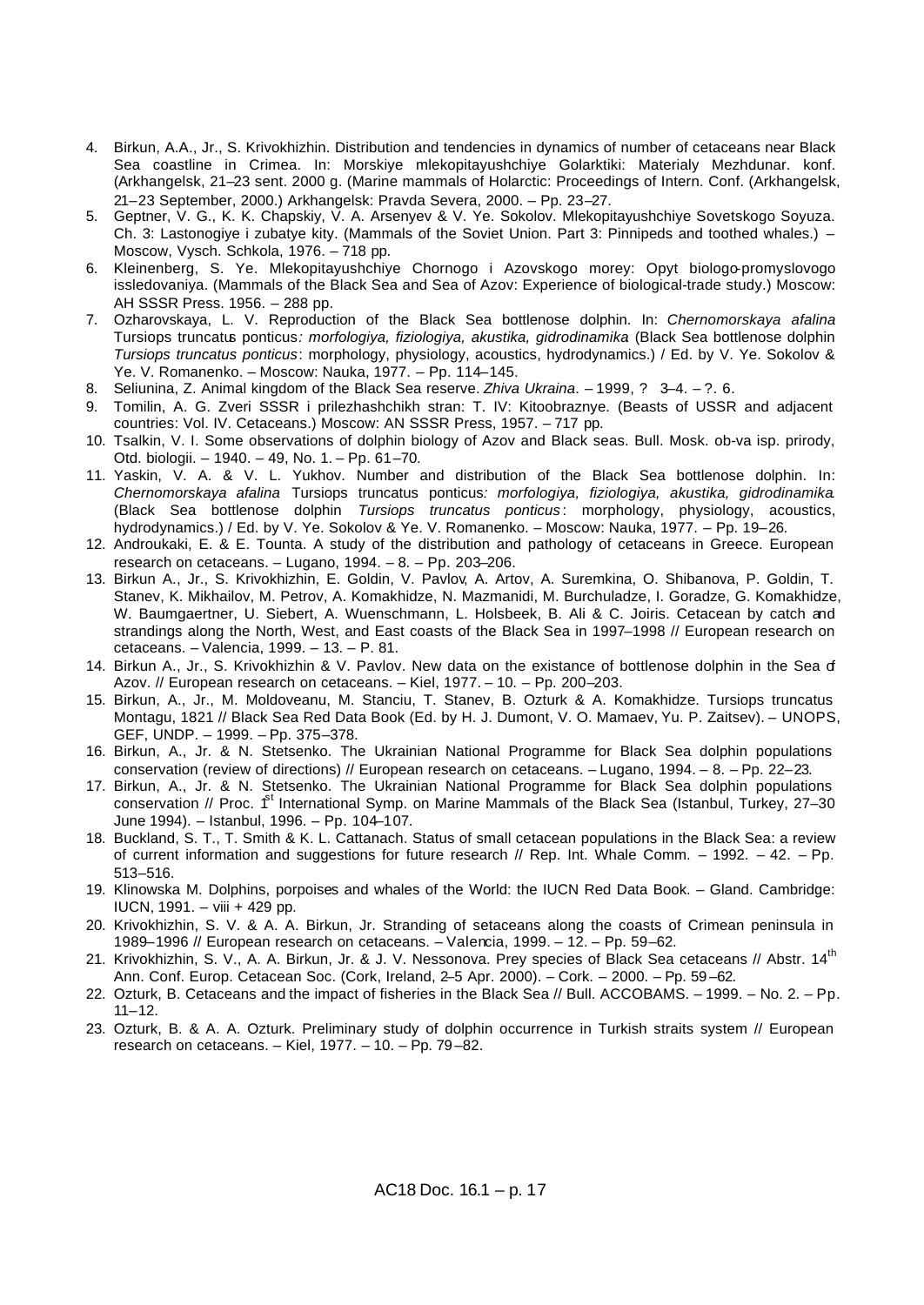4. Birkun, A.A., Jr., S. Krivokhizhin. Distribution and tendencies in dynamics of number of cetaceans near Black Sea coastline in Crimea. In: Morskiye mlekopitayushchiye Golarktiki: Materialy Mezhdunar. konf. (Arkhangelsk, 21–23 sent. 2000 g. (Marine mammals of Holarctic: Proceedings of Intern. Conf. (Arkhangelsk, 21–23 September, 2000.) Arkhangelsk: Pravda Severa, 2000. – Pp. 23–27.
5. Geptner, V. G., K. K. Chapskiy, V. A. Arsenyev & V. Ye. Sokolov. Mlekopitayushchiye Sovetskogo Soyuza. Ch. 3: Lastonogiye i zubatye kity. (Mammals of the Soviet Union. Part 3: Pinnipeds and toothed whales.) – Moscow, Vysch. Schkola, 1976. – 718 pp.
6. Kleinenberg, S. Ye. Mlekopitayushchiye Chornogo i Azovskogo morey: Opyt biologo-promyslovogo issledovaniya. (Mammals of the Black Sea and Sea of Azov: Experience of biological-trade study.) Moscow: AH SSSR Press. 1956. – 288 pp.
7. Ozharovskaya, L. V. Reproduction of the Black Sea bottlenose dolphin. In: *Chernomorskaya afalina* Tursiops truncatus ponticus*: morfologiya, fiziologiya, akustika, gidrodinamika* (Black Sea bottlenose dolphin *Tursiops truncatus ponticus*: morphology, physiology, acoustics, hydrodynamics.) / Ed. by V. Ye. Sokolov & Ye. V. Romanenko. – Moscow: Nauka, 1977. – Pp. 114–145.
8. Seliunina, Z. Animal kingdom of the Black Sea reserve. *Zhiva Ukraina*. – 1999, ? 3–4. – ?. 6.
9. Tomilin, A. G. Zveri SSSR i prilezhashchikh stran: T. IV: Kitoobraznye. (Beasts of USSR and adjacent countries: Vol. IV. Cetaceans.) Moscow: AN SSSR Press, 1957. – 717 pp.
10. Tsalkin, V. I. Some observations of dolphin biology of Azov and Black seas. Bull. Mosk. ob-va isp. prirody, Otd. biologii. – 1940. – 49, No. 1. – Pp. 61–70.
11. Yaskin, V. A. & V. L. Yukhov. Number and distribution of the Black Sea bottlenose dolphin. In: *Chernomorskaya afalina* Tursiops truncatus ponticus*: morfologiya, fiziologiya, akustika, gidrodinamika*. (Black Sea bottlenose dolphin *Tursiops truncatus ponticus*: morphology, physiology, acoustics, hydrodynamics.) / Ed. by V. Ye. Sokolov & Ye. V. Romanenko. – Moscow: Nauka, 1977. – Pp. 19–26.
12. Androukaki, E. & E. Tounta. A study of the distribution and pathology of cetaceans in Greece. European research on cetaceans. – Lugano, 1994. – 8. – Pp. 203–206.
13. Birkun A., Jr., S. Krivokhizhin, E. Goldin, V. Pavlov, A. Artov, A. Suremkina, O. Shibanova, P. Goldin, T. Stanev, K. Mikhailov, M. Petrov, A. Komakhidze, N. Mazmanidi, M. Burchuladze, I. Goradze, G. Komakhidze, W. Baumgaertner, U. Siebert, A. Wuenschmann, L. Holsbeek, B. Ali & C. Joiris. Cetacean by catch and strandings along the North, West, and East coasts of the Black Sea in 1997–1998 // European research on cetaceans. – Valencia, 1999. – 13. – P. 81.
14. Birkun A., Jr., S. Krivokhizhin & V. Pavlov. New data on the existance of bottlenose dolphin in the Sea of Azov. // European research on cetaceans. – Kiel, 1977. – 10. – Pp. 200–203.
15. Birkun, A., Jr., M. Moldoveanu, M. Stanciu, T. Stanev, B. Ozturk & A. Komakhidze. Tursiops truncatus Montagu, 1821 // Black Sea Red Data Book (Ed. by H. J. Dumont, V. O. Mamaev, Yu. P. Zaitsev). – UNOPS, GEF, UNDP. – 1999. – Pp. 375–378.
16. Birkun, A., Jr. & N. Stetsenko. The Ukrainian National Programme for Black Sea dolphin populations conservation (review of directions) // European research on cetaceans. – Lugano, 1994. – 8. – Pp. 22–23.
17. Birkun, A., Jr. & N. Stetsenko. The Ukrainian National Programme for Black Sea dolphin populations conservation // Proc. 1[st] International Symp. on Marine Mammals of the Black Sea (Istanbul, Turkey, 27–30 June 1994). – Istanbul, 1996. – Pp. 104–107.
18. Buckland, S. T., T. Smith & K. L. Cattanach. Status of small cetacean populations in the Black Sea: a review of current information and suggestions for future research // Rep. Int. Whale Comm. – 1992. – 42. – Pp. 513–516.
19. Klinowska M. Dolphins, porpoises and whales of the World: the IUCN Red Data Book. – Gland. Cambridge: IUCN, 1991. – viii + 429 pp.
20. Krivokhizhin, S. V. & A. A. Birkun, Jr. Stranding of setaceans along the coasts of Crimean peninsula in 1989–1996 // European research on cetaceans. – Valencia, 1999. – 12. – Pp. 59–62.
21. Krivokhizhin, S. V., A. A. Birkun, Jr. & J. V. Nessonova. Prey species of Black Sea cetaceans // Abstr. 14[th] Ann. Conf. Europ. Cetacean Soc. (Cork, Ireland, 2–5 Apr. 2000). – Cork. – 2000. – Pp. 59–62.
22. Ozturk, B. Cetaceans and the impact of fisheries in the Black Sea // Bull. ACCOBAMS. – 1999. – No. 2. – Pp. 11–12.
23. Ozturk, B. & A. A. Ozturk. Preliminary study of dolphin occurrence in Turkish straits system // European research on cetaceans. – Kiel, 1977. – 10. – Pp. 79–82.